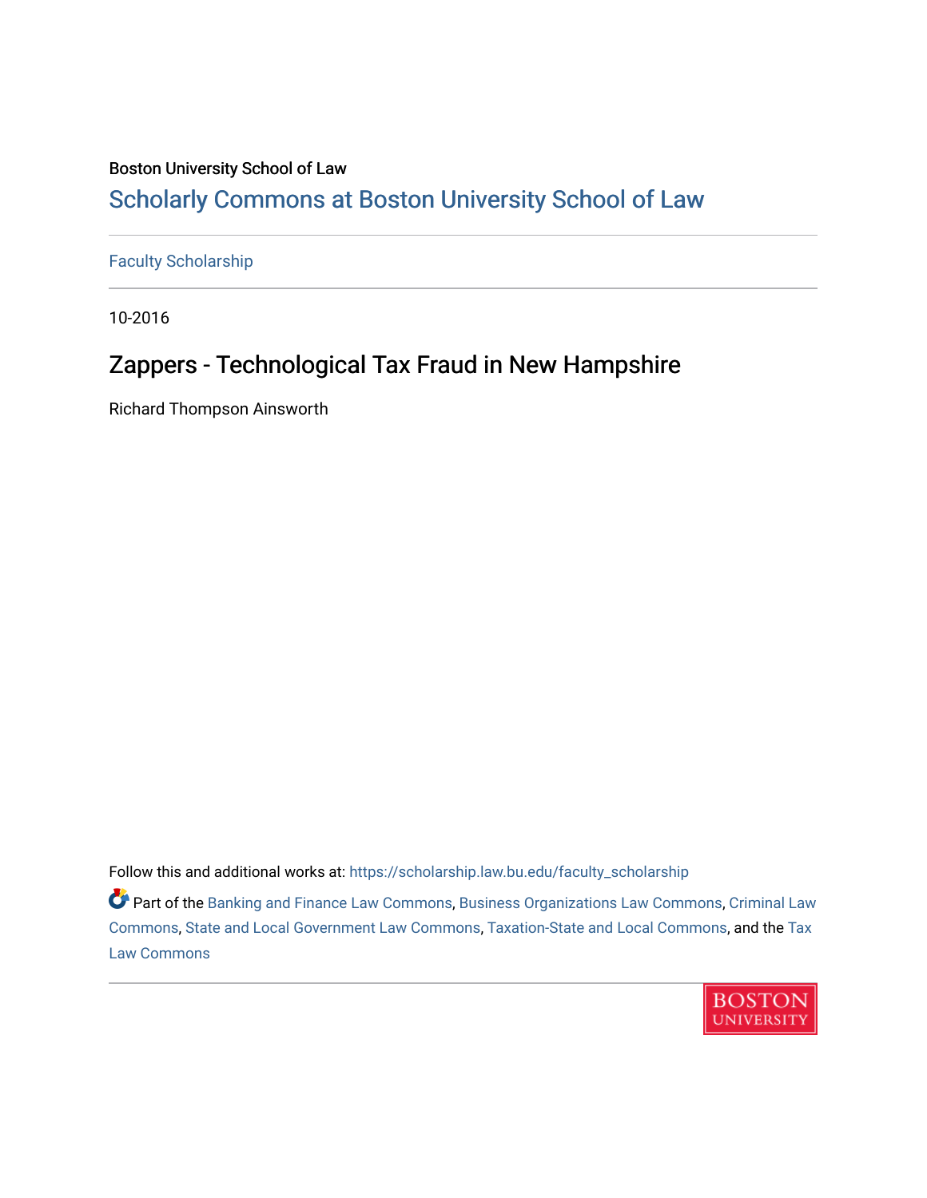Boston University School of Law

## Scholarly Commons at Boston University School of Law

Faculty Scholarship

10-2016

# Zappers - Technological Tax Fraud in New Hampshire

Richard Thompson Ainsworth

Follow this and additional works at: https://scholarship.law.bu.edu/faculty_scholarship

Part of the Banking and Finance Law Commons, Business Organizations Law Commons, Criminal Law Commons, State and Local Government Law Commons, Taxation-State and Local Commons, and the Tax Law Commons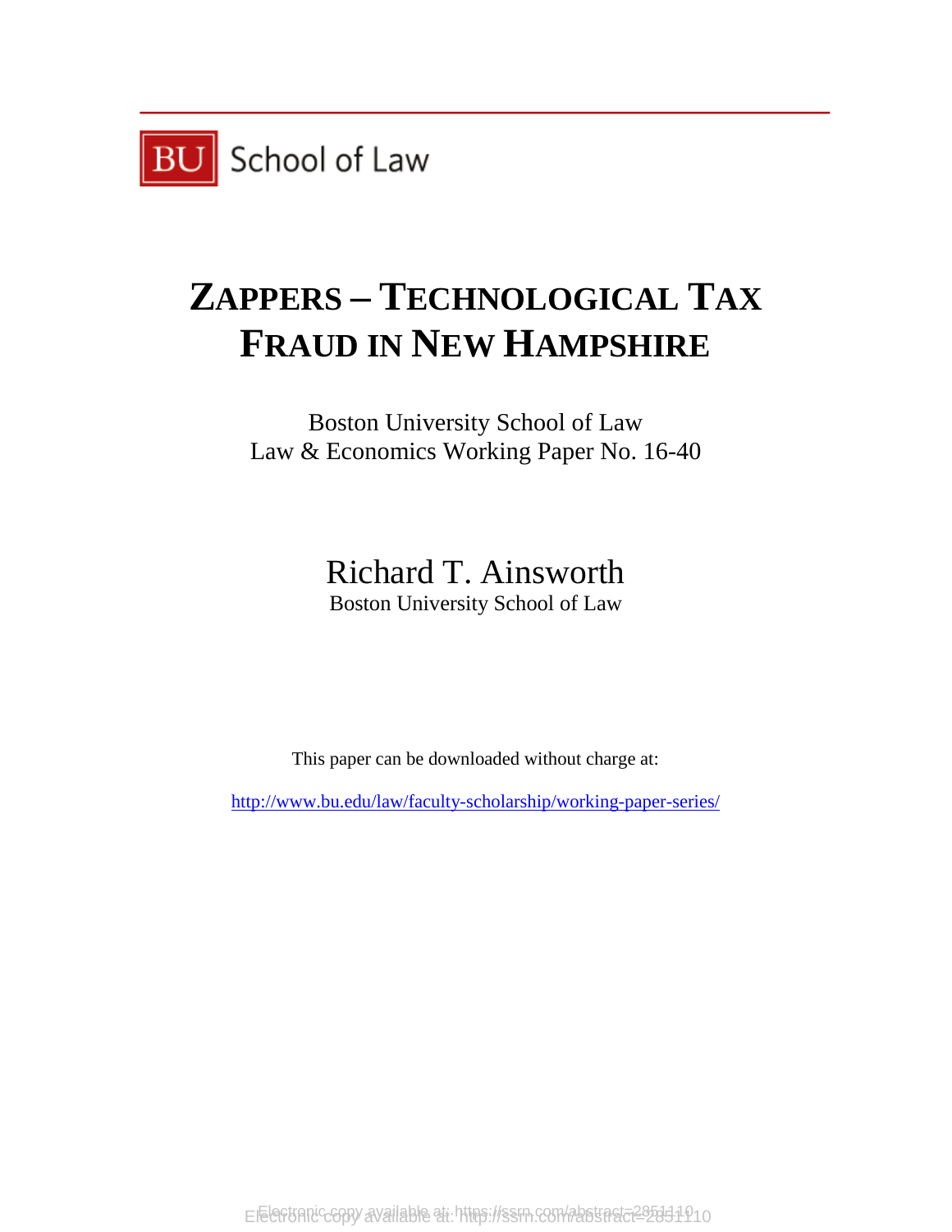BU School of Law

# ZAPPERS – TECHNOLOGICAL TAX FRAUD IN NEW HAMPSHIRE

Boston University School of Law
Law & Economics Working Paper No. 16-40

Richard T. Ainsworth
Boston University School of Law

This paper can be downloaded without charge at:

http://www.bu.edu/law/faculty-scholarship/working-paper-series/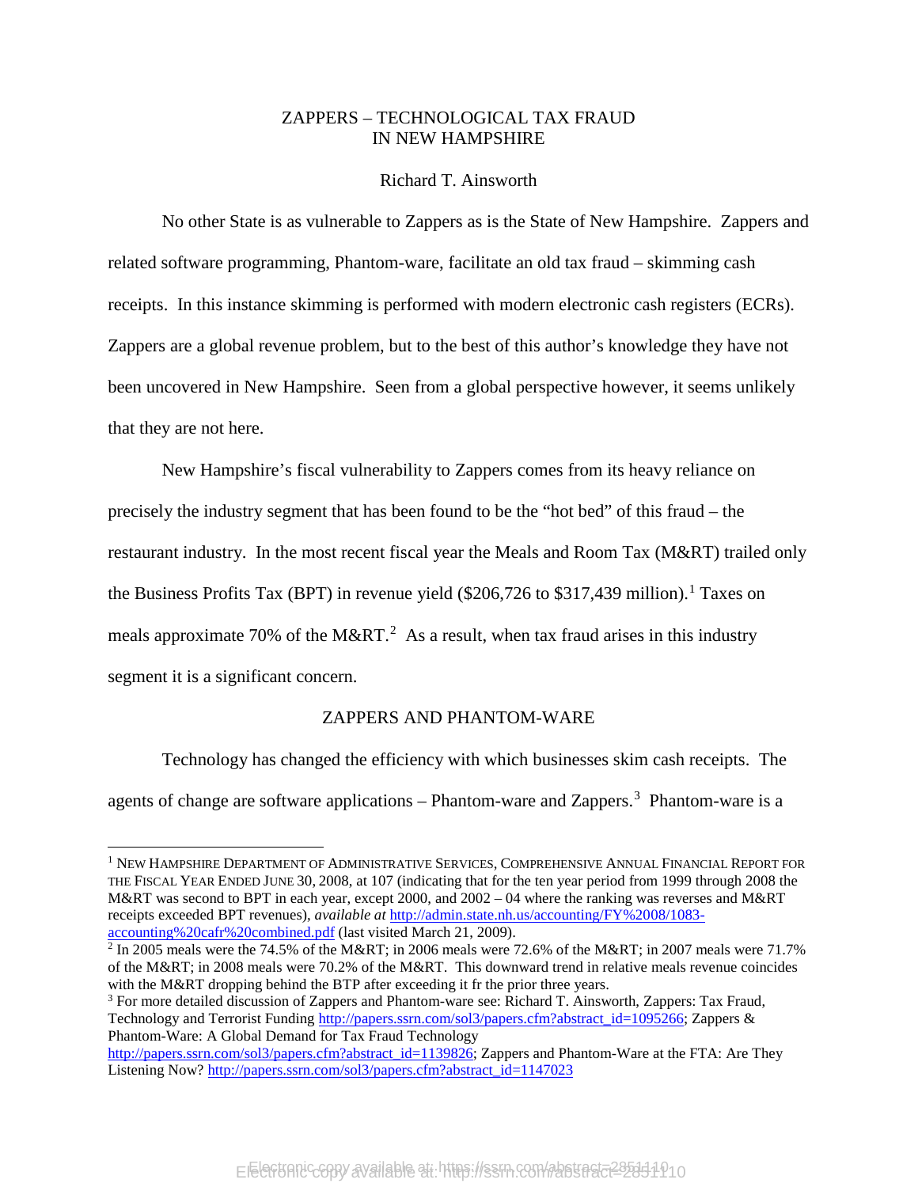# ZAPPERS – TECHNOLOGICAL TAX FRAUD IN NEW HAMPSHIRE

Richard T. Ainsworth

No other State is as vulnerable to Zappers as is the State of New Hampshire. Zappers and related software programming, Phantom-ware, facilitate an old tax fraud – skimming cash receipts. In this instance skimming is performed with modern electronic cash registers (ECRs). Zappers are a global revenue problem, but to the best of this author's knowledge they have not been uncovered in New Hampshire. Seen from a global perspective however, it seems unlikely that they are not here.

New Hampshire's fiscal vulnerability to Zappers comes from its heavy reliance on precisely the industry segment that has been found to be the "hot bed" of this fraud – the restaurant industry. In the most recent fiscal year the Meals and Room Tax (M&RT) trailed only the Business Profits Tax (BPT) in revenue yield ($206,726 to $317,439 million).[1] Taxes on meals approximate 70% of the M&RT.[2] As a result, when tax fraud arises in this industry segment it is a significant concern.

## ZAPPERS AND PHANTOM-WARE

Technology has changed the efficiency with which businesses skim cash receipts. The agents of change are software applications – Phantom-ware and Zappers.[3] Phantom-ware is a

---

[1] NEW HAMPSHIRE DEPARTMENT OF ADMINISTRATIVE SERVICES, COMPREHENSIVE ANNUAL FINANCIAL REPORT FOR THE FISCAL YEAR ENDED JUNE 30, 2008, at 107 (indicating that for the ten year period from 1999 through 2008 the M&RT was second to BPT in each year, except 2000, and 2002 – 04 where the ranking was reverses and M&RT receipts exceeded BPT revenues), *available at* http://admin.state.nh.us/accounting/FY%2008/1083-accounting%20cafr%20combined.pdf (last visited March 21, 2009).

[2] In 2005 meals were the 74.5% of the M&RT; in 2006 meals were 72.6% of the M&RT; in 2007 meals were 71.7% of the M&RT; in 2008 meals were 70.2% of the M&RT. This downward trend in relative meals revenue coincides with the M&RT dropping behind the BTP after exceeding it fr the prior three years.

[3] For more detailed discussion of Zappers and Phantom-ware see: Richard T. Ainsworth, Zappers: Tax Fraud, Technology and Terrorist Funding http://papers.ssrn.com/sol3/papers.cfm?abstract_id=1095266; Zappers & Phantom-Ware: A Global Demand for Tax Fraud Technology http://papers.ssrn.com/sol3/papers.cfm?abstract_id=1139826; Zappers and Phantom-Ware at the FTA: Are They Listening Now? http://papers.ssrn.com/sol3/papers.cfm?abstract_id=1147023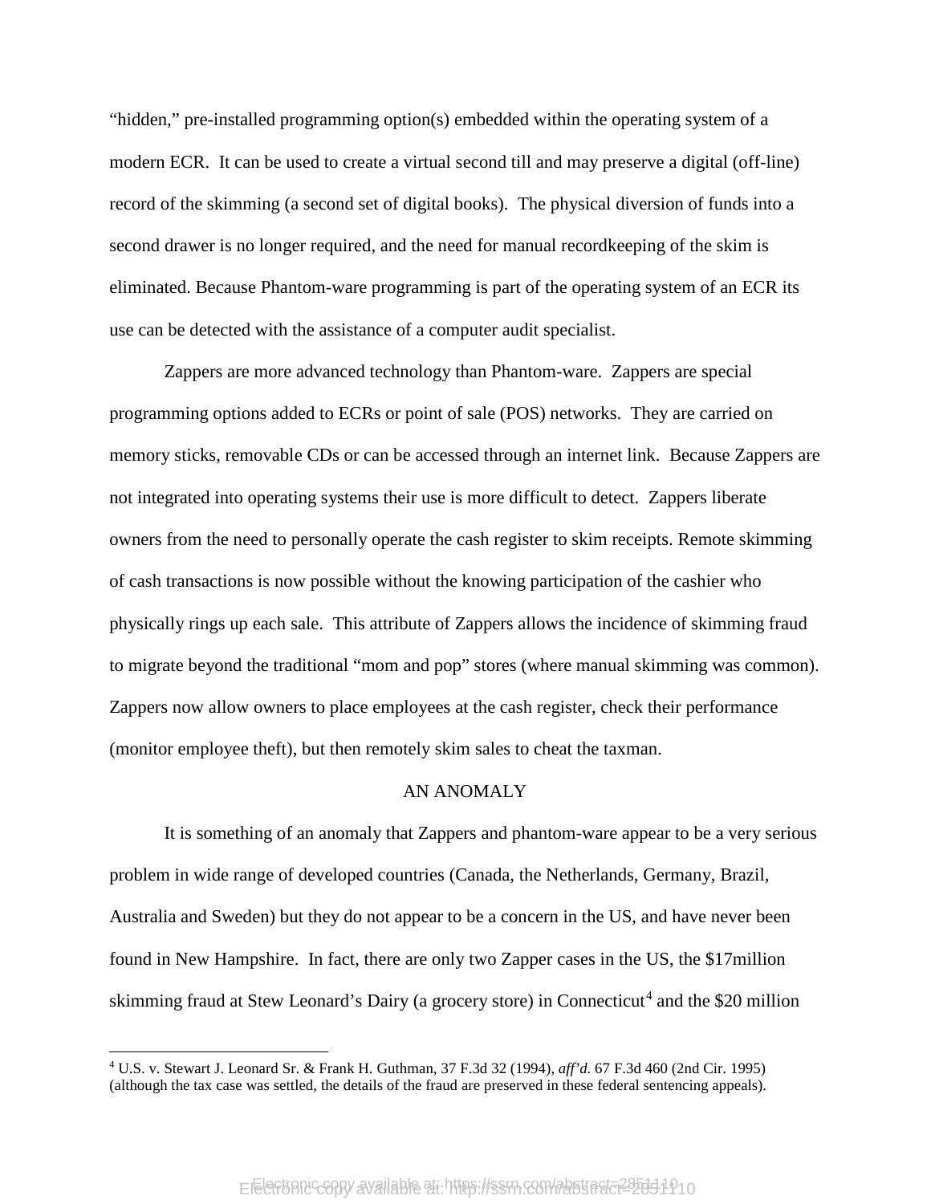"hidden," pre-installed programming option(s) embedded within the operating system of a modern ECR. It can be used to create a virtual second till and may preserve a digital (off-line) record of the skimming (a second set of digital books). The physical diversion of funds into a second drawer is no longer required, and the need for manual recordkeeping of the skim is eliminated. Because Phantom-ware programming is part of the operating system of an ECR its use can be detected with the assistance of a computer audit specialist.

Zappers are more advanced technology than Phantom-ware. Zappers are special programming options added to ECRs or point of sale (POS) networks. They are carried on memory sticks, removable CDs or can be accessed through an internet link. Because Zappers are not integrated into operating systems their use is more difficult to detect. Zappers liberate owners from the need to personally operate the cash register to skim receipts. Remote skimming of cash transactions is now possible without the knowing participation of the cashier who physically rings up each sale. This attribute of Zappers allows the incidence of skimming fraud to migrate beyond the traditional "mom and pop" stores (where manual skimming was common). Zappers now allow owners to place employees at the cash register, check their performance (monitor employee theft), but then remotely skim sales to cheat the taxman.

## AN ANOMALY

It is something of an anomaly that Zappers and phantom-ware appear to be a very serious problem in wide range of developed countries (Canada, the Netherlands, Germany, Brazil, Australia and Sweden) but they do not appear to be a concern in the US, and have never been found in New Hampshire. In fact, there are only two Zapper cases in the US, the $17million skimming fraud at Stew Leonard's Dairy (a grocery store) in Connecticut[4] and the $20 million

---

[4] U.S. v. Stewart J. Leonard Sr. & Frank H. Guthman, 37 F.3d 32 (1994), *aff'd.* 67 F.3d 460 (2nd Cir. 1995) (although the tax case was settled, the details of the fraud are preserved in these federal sentencing appeals).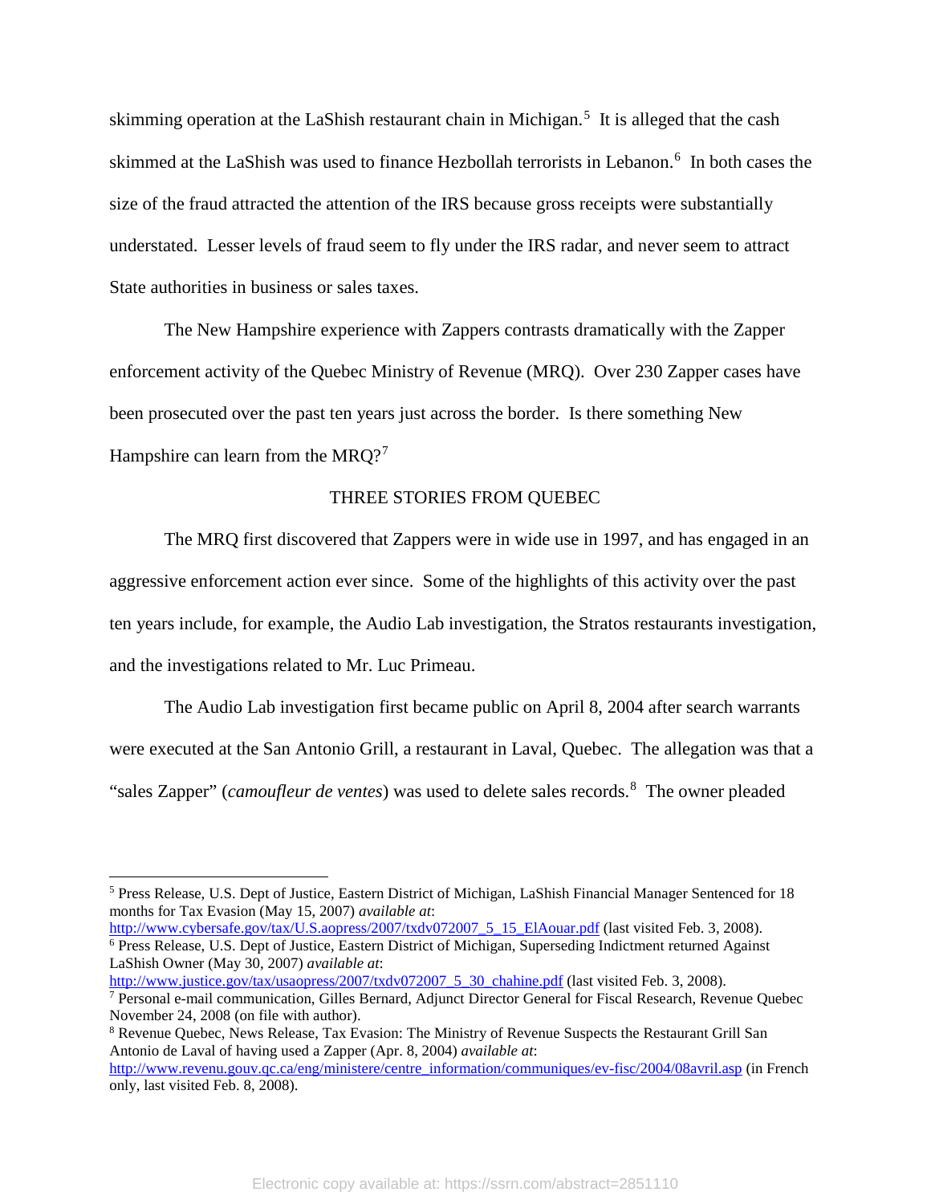skimming operation at the LaShish restaurant chain in Michigan.[5] It is alleged that the cash skimmed at the LaShish was used to finance Hezbollah terrorists in Lebanon.[6] In both cases the size of the fraud attracted the attention of the IRS because gross receipts were substantially understated. Lesser levels of fraud seem to fly under the IRS radar, and never seem to attract State authorities in business or sales taxes.

The New Hampshire experience with Zappers contrasts dramatically with the Zapper enforcement activity of the Quebec Ministry of Revenue (MRQ). Over 230 Zapper cases have been prosecuted over the past ten years just across the border. Is there something New Hampshire can learn from the MRQ?[7]

## THREE STORIES FROM QUEBEC

The MRQ first discovered that Zappers were in wide use in 1997, and has engaged in an aggressive enforcement action ever since. Some of the highlights of this activity over the past ten years include, for example, the Audio Lab investigation, the Stratos restaurants investigation, and the investigations related to Mr. Luc Primeau.

The Audio Lab investigation first became public on April 8, 2004 after search warrants were executed at the San Antonio Grill, a restaurant in Laval, Quebec. The allegation was that a "sales Zapper" (*camoufleur de ventes*) was used to delete sales records.[8] The owner pleaded

---

[5] Press Release, U.S. Dept of Justice, Eastern District of Michigan, LaShish Financial Manager Sentenced for 18 months for Tax Evasion (May 15, 2007) *available at*: http://www.cybersafe.gov/tax/U.S.aopress/2007/txdv072007_5_15_ElAouar.pdf (last visited Feb. 3, 2008).

[6] Press Release, U.S. Dept of Justice, Eastern District of Michigan, Superseding Indictment returned Against LaShish Owner (May 30, 2007) *available at*: http://www.justice.gov/tax/usaopress/2007/txdv072007_5_30_chahine.pdf (last visited Feb. 3, 2008).

[7] Personal e-mail communication, Gilles Bernard, Adjunct Director General for Fiscal Research, Revenue Quebec November 24, 2008 (on file with author).

[8] Revenue Quebec, News Release, Tax Evasion: The Ministry of Revenue Suspects the Restaurant Grill San Antonio de Laval of having used a Zapper (Apr. 8, 2004) *available at*: http://www.revenu.gouv.qc.ca/eng/ministere/centre_information/communiques/ev-fisc/2004/08avril.asp (in French only, last visited Feb. 8, 2008).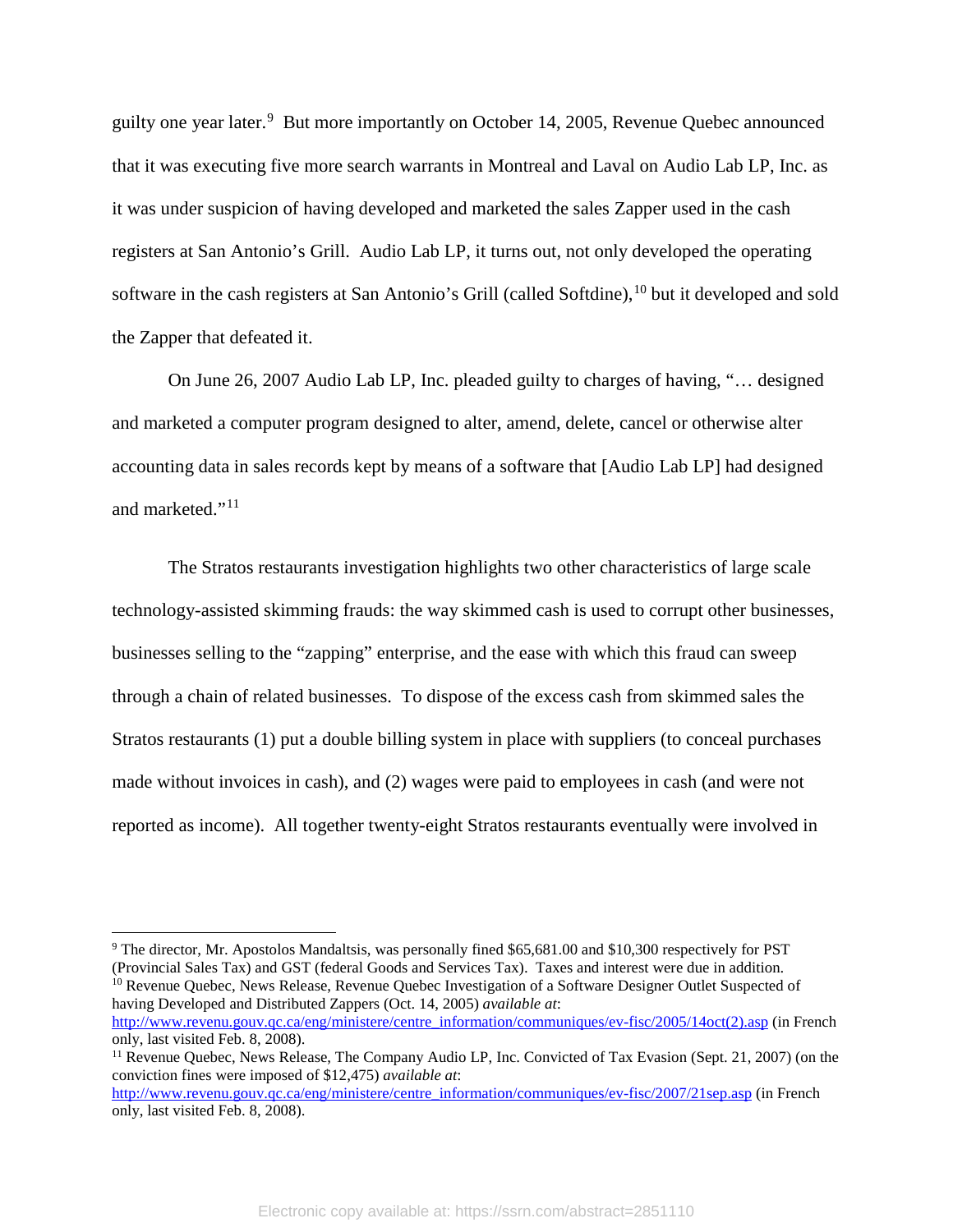guilty one year later.[9] But more importantly on October 14, 2005, Revenue Quebec announced that it was executing five more search warrants in Montreal and Laval on Audio Lab LP, Inc. as it was under suspicion of having developed and marketed the sales Zapper used in the cash registers at San Antonio's Grill. Audio Lab LP, it turns out, not only developed the operating software in the cash registers at San Antonio's Grill (called Softdine),[10] but it developed and sold the Zapper that defeated it.

On June 26, 2007 Audio Lab LP, Inc. pleaded guilty to charges of having, "… designed and marketed a computer program designed to alter, amend, delete, cancel or otherwise alter accounting data in sales records kept by means of a software that [Audio Lab LP] had designed and marketed."[11]

The Stratos restaurants investigation highlights two other characteristics of large scale technology-assisted skimming frauds: the way skimmed cash is used to corrupt other businesses, businesses selling to the "zapping" enterprise, and the ease with which this fraud can sweep through a chain of related businesses. To dispose of the excess cash from skimmed sales the Stratos restaurants (1) put a double billing system in place with suppliers (to conceal purchases made without invoices in cash), and (2) wages were paid to employees in cash (and were not reported as income). All together twenty-eight Stratos restaurants eventually were involved in

---

[9] The director, Mr. Apostolos Mandaltsis, was personally fined $65,681.00 and $10,300 respectively for PST (Provincial Sales Tax) and GST (federal Goods and Services Tax). Taxes and interest were due in addition.

[10] Revenue Quebec, News Release, Revenue Quebec Investigation of a Software Designer Outlet Suspected of having Developed and Distributed Zappers (Oct. 14, 2005) *available at*: http://www.revenu.gouv.qc.ca/eng/ministere/centre_information/communiques/ev-fisc/2005/14oct(2).asp (in French only, last visited Feb. 8, 2008).

[11] Revenue Quebec, News Release, The Company Audio LP, Inc. Convicted of Tax Evasion (Sept. 21, 2007) (on the conviction fines were imposed of $12,475) *available at*: http://www.revenu.gouv.qc.ca/eng/ministere/centre_information/communiques/ev-fisc/2007/21sep.asp (in French only, last visited Feb. 8, 2008).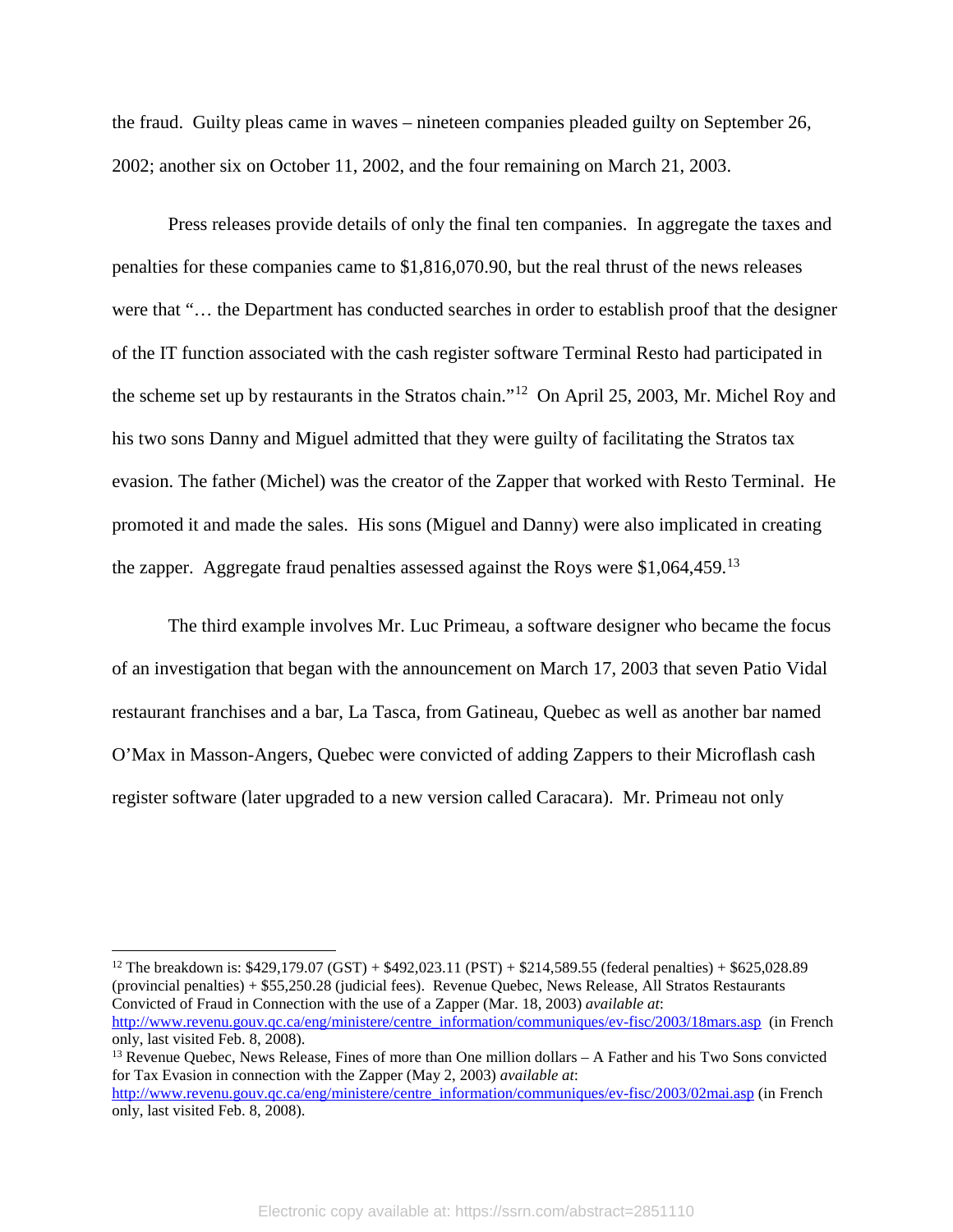the fraud. Guilty pleas came in waves – nineteen companies pleaded guilty on September 26, 2002; another six on October 11, 2002, and the four remaining on March 21, 2003.

Press releases provide details of only the final ten companies. In aggregate the taxes and penalties for these companies came to $1,816,070.90, but the real thrust of the news releases were that "… the Department has conducted searches in order to establish proof that the designer of the IT function associated with the cash register software Terminal Resto had participated in the scheme set up by restaurants in the Stratos chain."[12] On April 25, 2003, Mr. Michel Roy and his two sons Danny and Miguel admitted that they were guilty of facilitating the Stratos tax evasion. The father (Michel) was the creator of the Zapper that worked with Resto Terminal. He promoted it and made the sales. His sons (Miguel and Danny) were also implicated in creating the zapper. Aggregate fraud penalties assessed against the Roys were $1,064,459.[13]

The third example involves Mr. Luc Primeau, a software designer who became the focus of an investigation that began with the announcement on March 17, 2003 that seven Patio Vidal restaurant franchises and a bar, La Tasca, from Gatineau, Quebec as well as another bar named O'Max in Masson-Angers, Quebec were convicted of adding Zappers to their Microflash cash register software (later upgraded to a new version called Caracara). Mr. Primeau not only

---

[12] The breakdown is: $429,179.07 (GST) + $492,023.11 (PST) + $214,589.55 (federal penalties) + $625,028.89 (provincial penalties) + $55,250.28 (judicial fees). Revenue Quebec, News Release, All Stratos Restaurants Convicted of Fraud in Connection with the use of a Zapper (Mar. 18, 2003) *available at*: http://www.revenu.gouv.qc.ca/eng/ministere/centre_information/communiques/ev-fisc/2003/18mars.asp (in French only, last visited Feb. 8, 2008).

[13] Revenue Quebec, News Release, Fines of more than One million dollars – A Father and his Two Sons convicted for Tax Evasion in connection with the Zapper (May 2, 2003) *available at*: http://www.revenu.gouv.qc.ca/eng/ministere/centre_information/communiques/ev-fisc/2003/02mai.asp (in French only, last visited Feb. 8, 2008).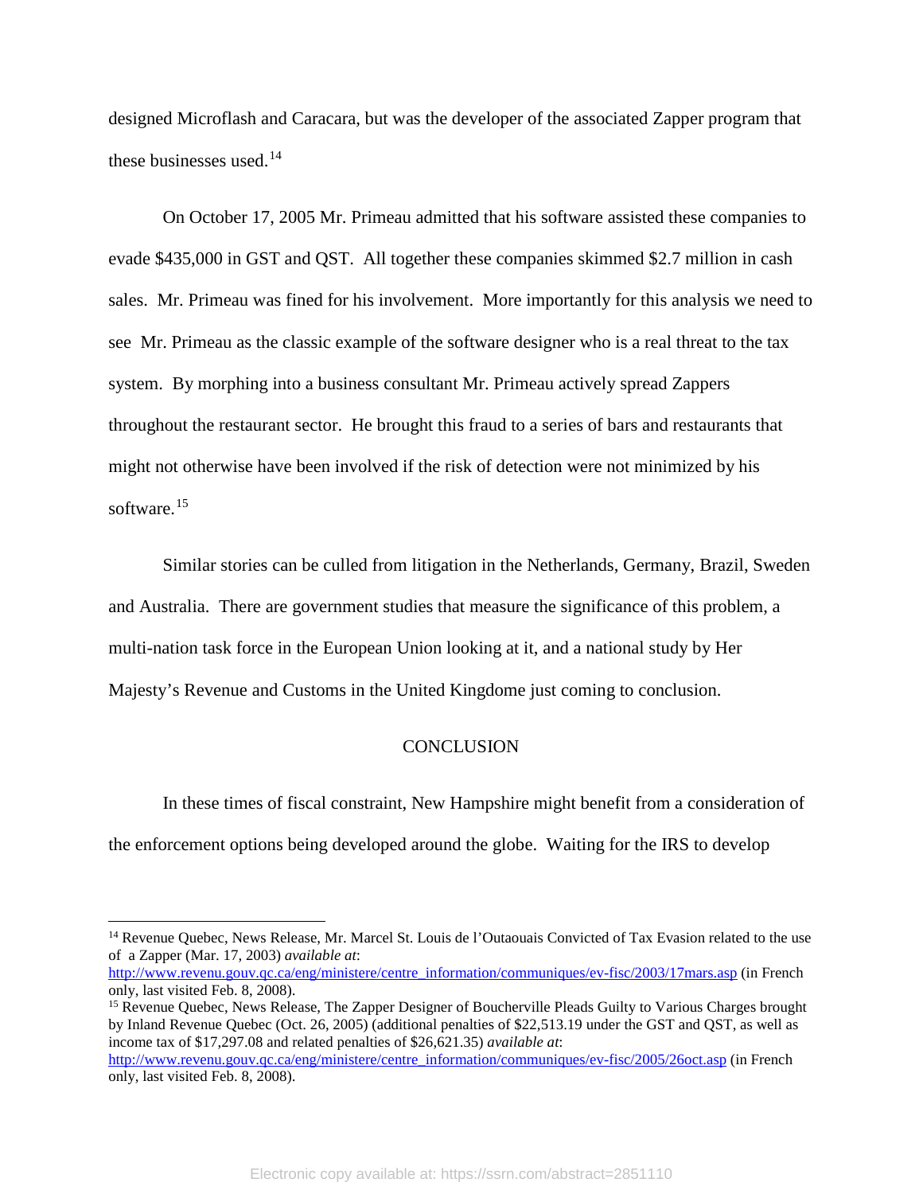designed Microflash and Caracara, but was the developer of the associated Zapper program that these businesses used.[14]

On October 17, 2005 Mr. Primeau admitted that his software assisted these companies to evade $435,000 in GST and QST. All together these companies skimmed $2.7 million in cash sales. Mr. Primeau was fined for his involvement. More importantly for this analysis we need to see Mr. Primeau as the classic example of the software designer who is a real threat to the tax system. By morphing into a business consultant Mr. Primeau actively spread Zappers throughout the restaurant sector. He brought this fraud to a series of bars and restaurants that might not otherwise have been involved if the risk of detection were not minimized by his software.[15]

Similar stories can be culled from litigation in the Netherlands, Germany, Brazil, Sweden and Australia. There are government studies that measure the significance of this problem, a multi-nation task force in the European Union looking at it, and a national study by Her Majesty's Revenue and Customs in the United Kingdome just coming to conclusion.

## CONCLUSION

In these times of fiscal constraint, New Hampshire might benefit from a consideration of the enforcement options being developed around the globe. Waiting for the IRS to develop

---

[14] Revenue Quebec, News Release, Mr. Marcel St. Louis de l'Outaouais Convicted of Tax Evasion related to the use of a Zapper (Mar. 17, 2003) *available at*: http://www.revenu.gouv.qc.ca/eng/ministere/centre_information/communiques/ev-fisc/2003/17mars.asp (in French only, last visited Feb. 8, 2008).

[15] Revenue Quebec, News Release, The Zapper Designer of Boucherville Pleads Guilty to Various Charges brought by Inland Revenue Quebec (Oct. 26, 2005) (additional penalties of $22,513.19 under the GST and QST, as well as income tax of $17,297.08 and related penalties of $26,621.35) *available at*: http://www.revenu.gouv.qc.ca/eng/ministere/centre_information/communiques/ev-fisc/2005/26oct.asp (in French only, last visited Feb. 8, 2008).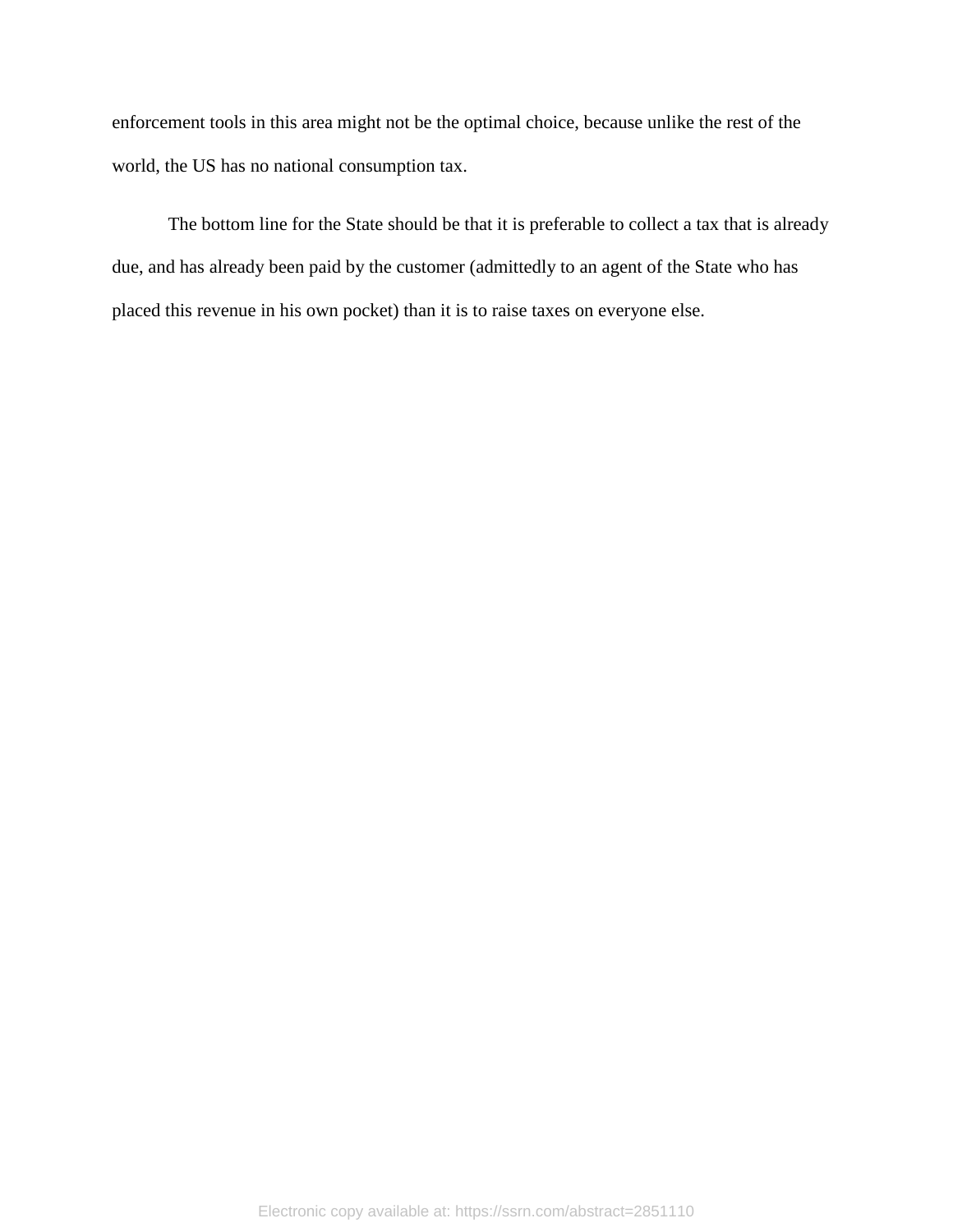enforcement tools in this area might not be the optimal choice, because unlike the rest of the world, the US has no national consumption tax.

The bottom line for the State should be that it is preferable to collect a tax that is already due, and has already been paid by the customer (admittedly to an agent of the State who has placed this revenue in his own pocket) than it is to raise taxes on everyone else.